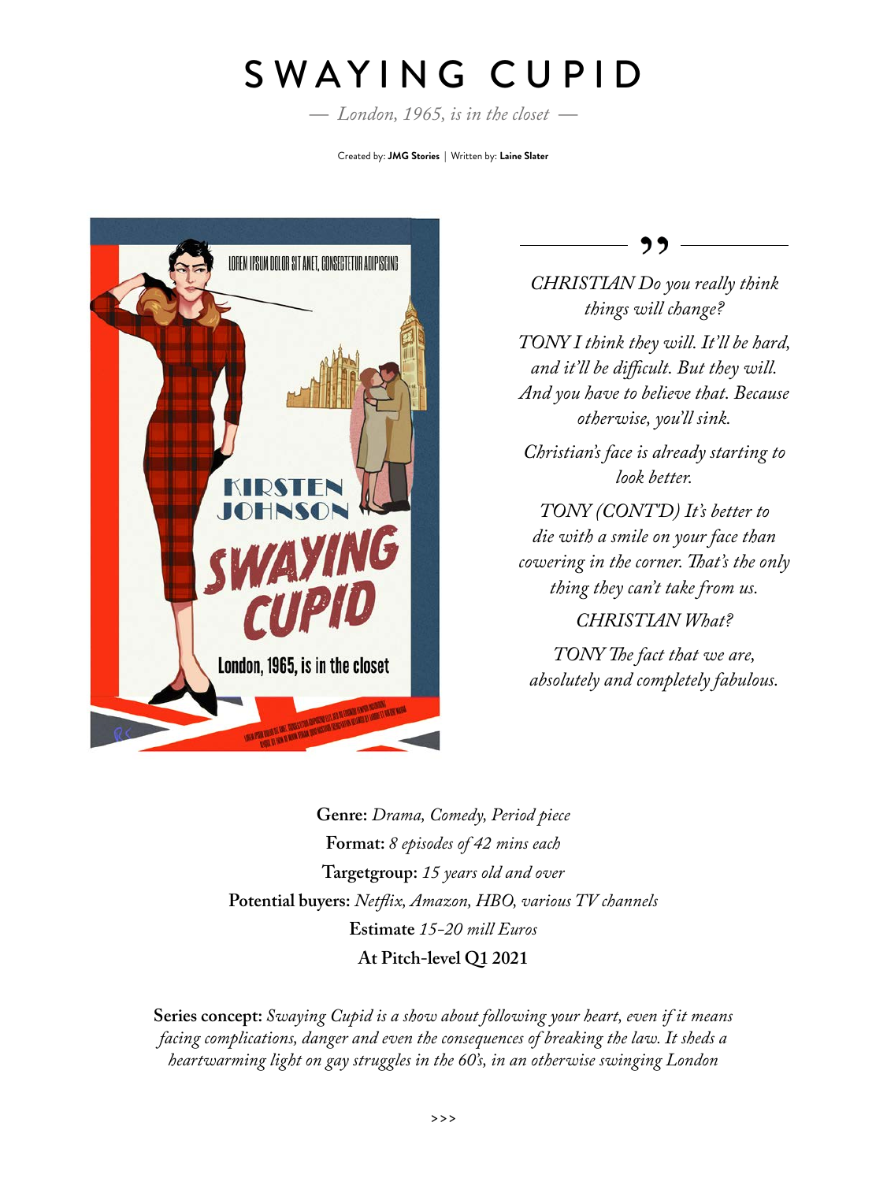# SWAYING CUPID

*— London, 1965, is in the closet —*

Created by: **JMG Stories** | Written by: **Laine Slater**

*CHRISTIAN Do you really think things will change?*

*TONY I think they will. It'll be hard, and it'll be difficult. But they will. And you have to believe that. Because otherwise, you'll sink.*

*Christian's face is already starting to look better.*

*TONY (CONT'D) It's better to die with a smile on your face than cowering in the corner. That's the only thing they can't take from us.*

*CHRISTIAN What?*

*TONY The fact that we are, absolutely and completely fabulous.*

**Genre:** *Drama, Comedy, Period piece*
**Format:** *8 episodes of 42 mins each*
**Targetgroup:** *15 years old and over*
**Potential buyers:** *Netflix, Amazon, HBO, various TV channels*
**Estimate** *15-20 mill Euros*
**At Pitch-level Q1 2021**

**Series concept:** *Swaying Cupid is a show about following your heart, even if it means facing complications, danger and even the consequences of breaking the law. It sheds a heartwarming light on gay struggles in the 60's, in an otherwise swinging London*

>>>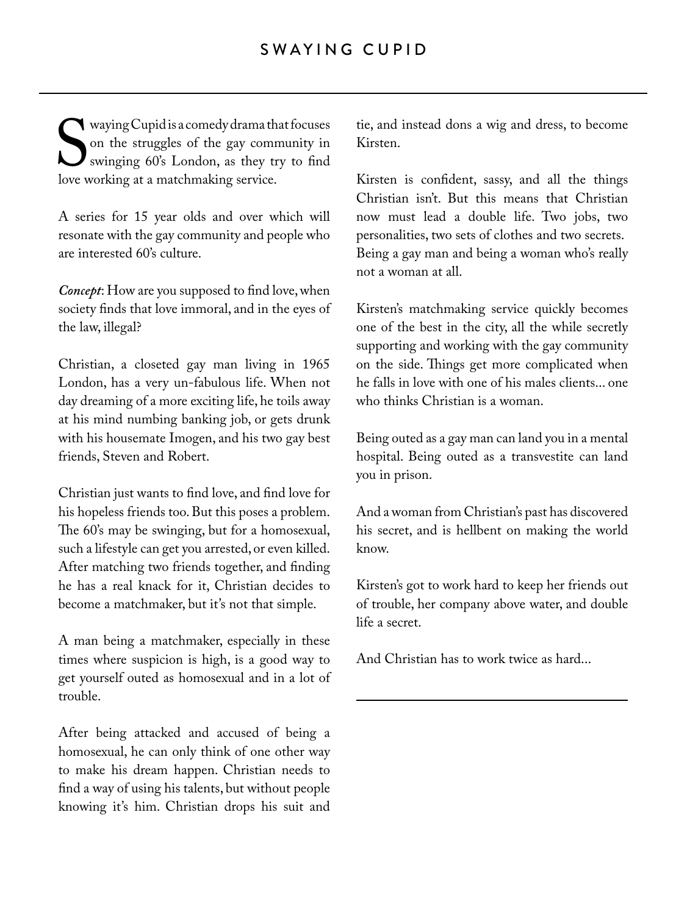# SWAYING CUPID

Swaying Cupid is a comedy drama that focuses on the struggles of the gay community in swinging 60's London, as they try to find love working at a matchmaking service.

A series for 15 year olds and over which will resonate with the gay community and people who are interested 60's culture.

***Concept***: How are you supposed to find love, when society finds that love immoral, and in the eyes of the law, illegal?

Christian, a closeted gay man living in 1965 London, has a very un-fabulous life. When not day dreaming of a more exciting life, he toils away at his mind numbing banking job, or gets drunk with his housemate Imogen, and his two gay best friends, Steven and Robert.

Christian just wants to find love, and find love for his hopeless friends too. But this poses a problem. The 60's may be swinging, but for a homosexual, such a lifestyle can get you arrested, or even killed. After matching two friends together, and finding he has a real knack for it, Christian decides to become a matchmaker, but it's not that simple.

A man being a matchmaker, especially in these times where suspicion is high, is a good way to get yourself outed as homosexual and in a lot of trouble.

After being attacked and accused of being a homosexual, he can only think of one other way to make his dream happen. Christian needs to find a way of using his talents, but without people knowing it's him. Christian drops his suit and tie, and instead dons a wig and dress, to become Kirsten.

Kirsten is confident, sassy, and all the things Christian isn't. But this means that Christian now must lead a double life. Two jobs, two personalities, two sets of clothes and two secrets. Being a gay man and being a woman who's really not a woman at all.

Kirsten's matchmaking service quickly becomes one of the best in the city, all the while secretly supporting and working with the gay community on the side. Things get more complicated when he falls in love with one of his males clients... one who thinks Christian is a woman.

Being outed as a gay man can land you in a mental hospital. Being outed as a transvestite can land you in prison.

And a woman from Christian's past has discovered his secret, and is hellbent on making the world know.

Kirsten's got to work hard to keep her friends out of trouble, her company above water, and double life a secret.

And Christian has to work twice as hard...